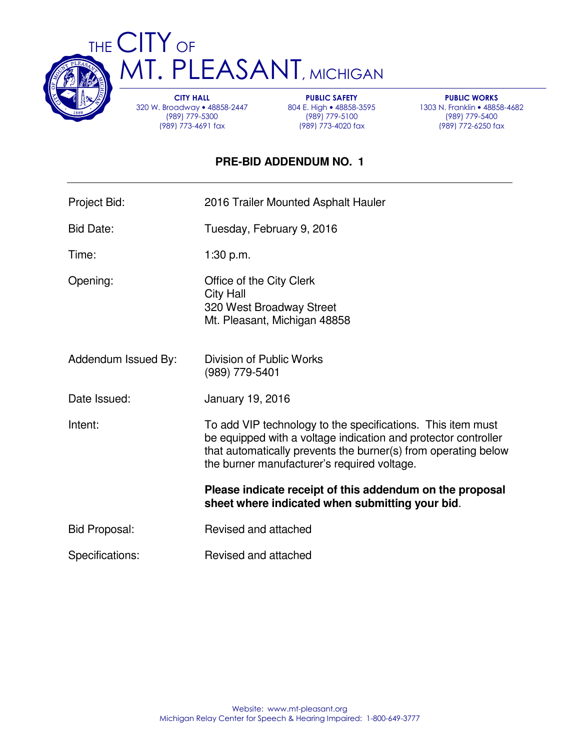# THE CITY OF MT. PLEASANT, MICHIGAN

**CITY HALL**
320 W. Broadway • 48858-2447
(989) 779-5300
(989) 773-4691 fax

**PUBLIC SAFETY**
804 E. High • 48858-3595
(989) 779-5100
(989) 773-4020 fax

**PUBLIC WORKS**
1303 N. Franklin • 48858-4682
(989) 779-5400
(989) 772-6250 fax

## PRE-BID ADDENDUM NO. 1

---

| | |
|---|---|
| Project Bid: | 2016 Trailer Mounted Asphalt Hauler |
| Bid Date: | Tuesday, February 9, 2016 |
| Time: | 1:30 p.m. |
| Opening: | Office of the City Clerk<br>City Hall<br>320 West Broadway Street<br>Mt. Pleasant, Michigan 48858 |
| Addendum Issued By: | Division of Public Works<br>(989) 779-5401 |
| Date Issued: | January 19, 2016 |
| Intent: | To add VIP technology to the specifications. This item must be equipped with a voltage indication and protector controller that automatically prevents the burner(s) from operating below the burner manufacturer's required voltage.<br><br>**Please indicate receipt of this addendum on the proposal sheet where indicated when submitting your bid**. |
| Bid Proposal: | Revised and attached |
| Specifications: | Revised and attached |

Website: www.mt-pleasant.org
Michigan Relay Center for Speech & Hearing Impaired: 1-800-649-3777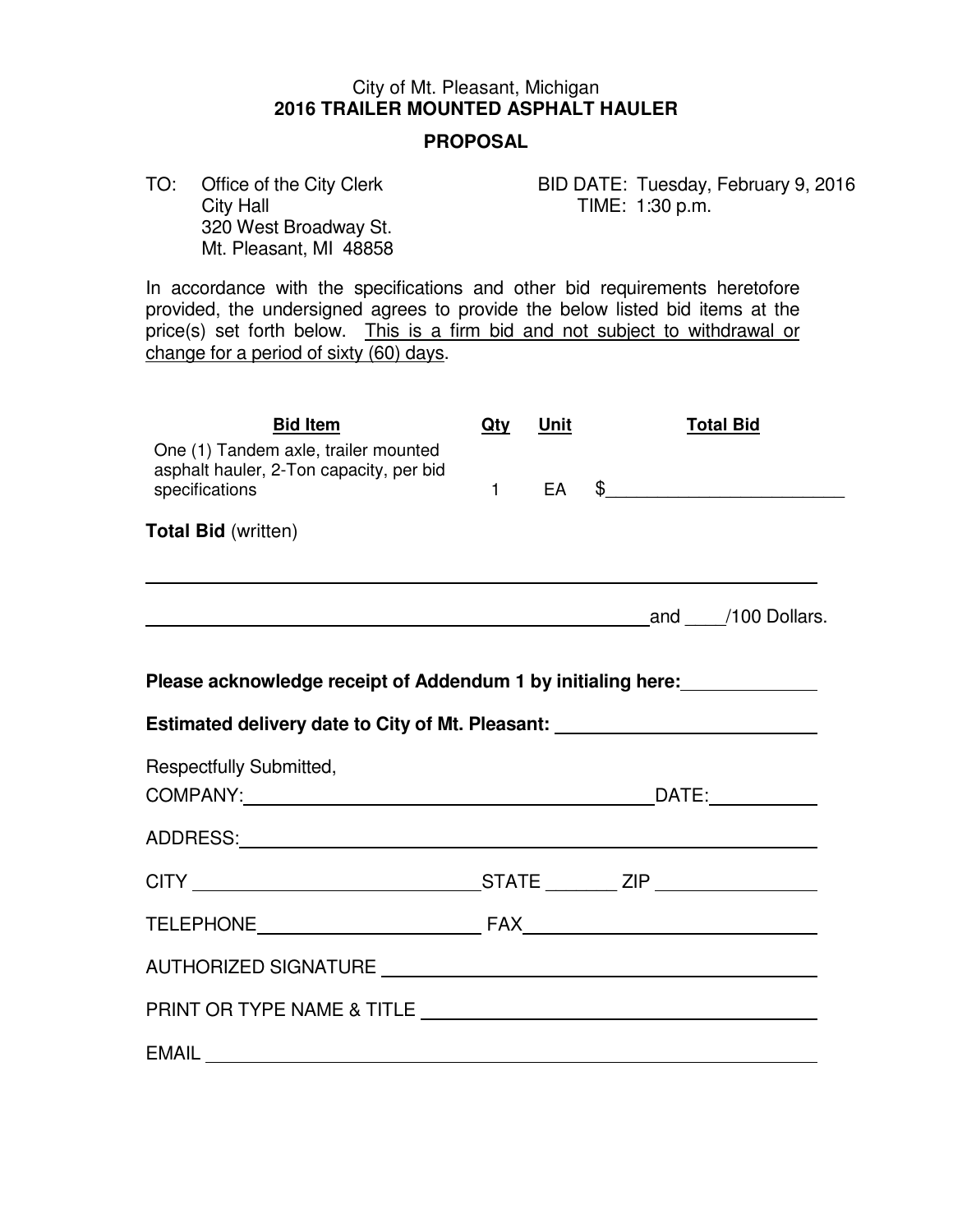City of Mt. Pleasant, Michigan
**2016 TRAILER MOUNTED ASPHALT HAULER**

**PROPOSAL**

TO: Office of the City Clerk
City Hall
320 West Broadway St.
Mt. Pleasant, MI 48858

BID DATE: Tuesday, February 9, 2016
TIME: 1:30 p.m.

In accordance with the specifications and other bid requirements heretofore provided, the undersigned agrees to provide the below listed bid items at the price(s) set forth below. <u>This is a firm bid and not subject to withdrawal or change for a period of sixty (60) days</u>.

| Bid Item | Qty | Unit | Total Bid |
|---|---|---|---|
| One (1) Tandem axle, trailer mounted asphalt hauler, 2-Ton capacity, per bid specifications | 1 | EA | $________________________ |

**Total Bid** (written)

______________________________________________________________________

______________________________________________________ and ____/100 Dollars.

**Please acknowledge receipt of Addendum 1 by initialing here:** ____________

**Estimated delivery date to City of Mt. Pleasant:** ________________________

Respectfully Submitted,

COMPANY: ________________________________________ DATE: __________

ADDRESS: ____________________________________________________________

CITY ____________________________ STATE _______ ZIP _______________

TELEPHONE ______________________ FAX ____________________________

AUTHORIZED SIGNATURE ______________________________________________

PRINT OR TYPE NAME & TITLE _________________________________________

EMAIL ______________________________________________________________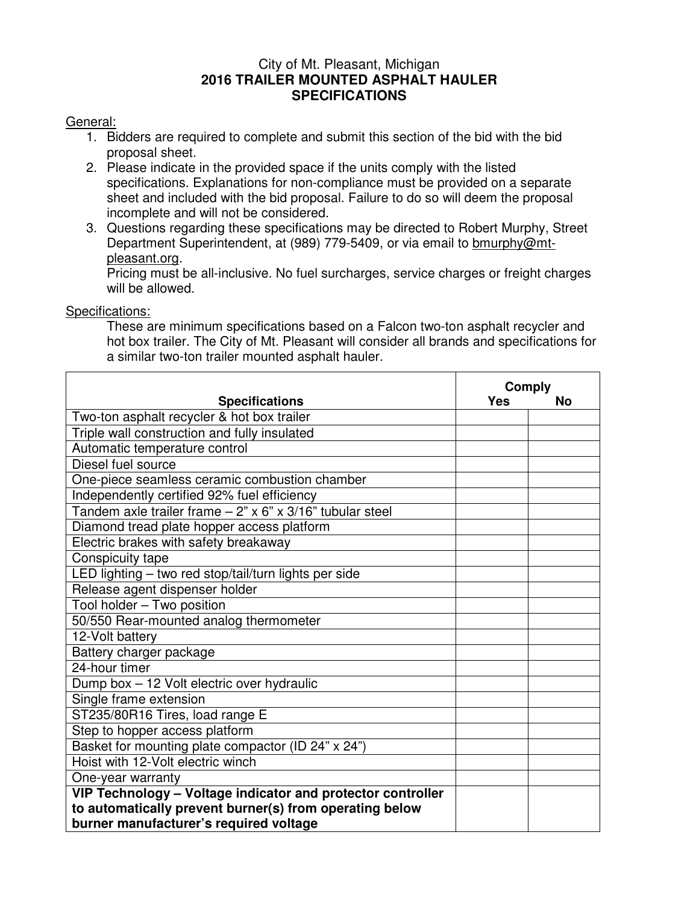City of Mt. Pleasant, Michigan
**2016 TRAILER MOUNTED ASPHALT HAULER**
**SPECIFICATIONS**

General:

1. Bidders are required to complete and submit this section of the bid with the bid proposal sheet.
2. Please indicate in the provided space if the units comply with the listed specifications. Explanations for non-compliance must be provided on a separate sheet and included with the bid proposal. Failure to do so will deem the proposal incomplete and will not be considered.
3. Questions regarding these specifications may be directed to Robert Murphy, Street Department Superintendent, at (989) 779-5409, or via email to bmurphy@mt-pleasant.org.
   Pricing must be all-inclusive. No fuel surcharges, service charges or freight charges will be allowed.

Specifications:

These are minimum specifications based on a Falcon two-ton asphalt recycler and hot box trailer. The City of Mt. Pleasant will consider all brands and specifications for a similar two-ton trailer mounted asphalt hauler.

| Specifications | Comply Yes | Comply No |
|---|---|---|
| Two-ton asphalt recycler & hot box trailer | | |
| Triple wall construction and fully insulated | | |
| Automatic temperature control | | |
| Diesel fuel source | | |
| One-piece seamless ceramic combustion chamber | | |
| Independently certified 92% fuel efficiency | | |
| Tandem axle trailer frame – 2” x 6” x 3/16” tubular steel | | |
| Diamond tread plate hopper access platform | | |
| Electric brakes with safety breakaway | | |
| Conspicuity tape | | |
| LED lighting – two red stop/tail/turn lights per side | | |
| Release agent dispenser holder | | |
| Tool holder – Two position | | |
| 50/550 Rear-mounted analog thermometer | | |
| 12-Volt battery | | |
| Battery charger package | | |
| 24-hour timer | | |
| Dump box – 12 Volt electric over hydraulic | | |
| Single frame extension | | |
| ST235/80R16 Tires, load range E | | |
| Step to hopper access platform | | |
| Basket for mounting plate compactor (ID 24” x 24”) | | |
| Hoist with 12-Volt electric winch | | |
| One-year warranty | | |
| **VIP Technology – Voltage indicator and protector controller to automatically prevent burner(s) from operating below burner manufacturer’s required voltage** | | |